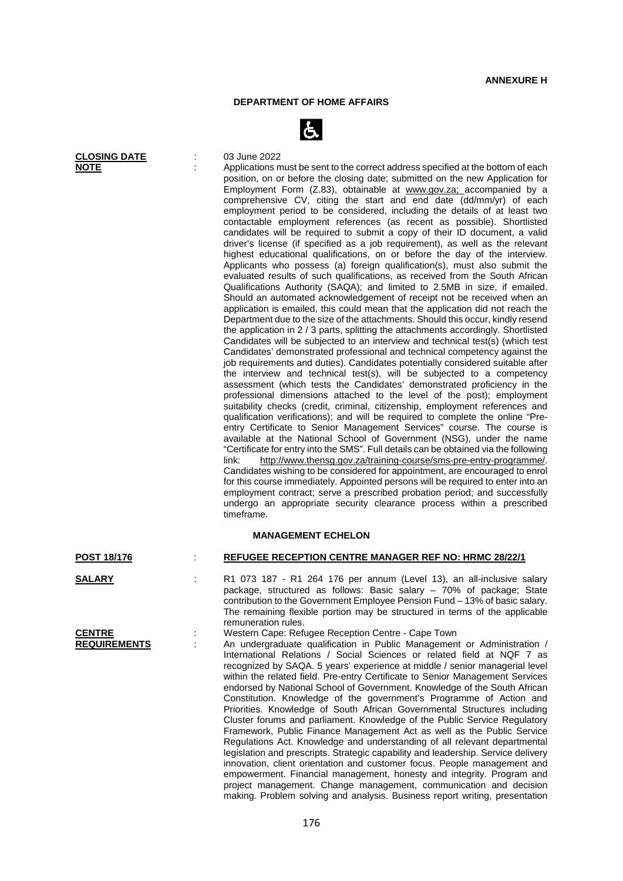**ANNEXURE H**

**DEPARTMENT OF HOME AFFAIRS**

**CLOSING DATE** : 03 June 2022

**NOTE** : Applications must be sent to the correct address specified at the bottom of each position, on or before the closing date; submitted on the new Application for Employment Form (Z.83), obtainable at www.gov.za; accompanied by a comprehensive CV, citing the start and end date (dd/mm/yr) of each employment period to be considered, including the details of at least two contactable employment references (as recent as possible). Shortlisted candidates will be required to submit a copy of their ID document, a valid driver's license (if specified as a job requirement), as well as the relevant highest educational qualifications, on or before the day of the interview. Applicants who possess (a) foreign qualification(s), must also submit the evaluated results of such qualifications, as received from the South African Qualifications Authority (SAQA); and limited to 2.5MB in size, if emailed. Should an automated acknowledgement of receipt not be received when an application is emailed, this could mean that the application did not reach the Department due to the size of the attachments. Should this occur, kindly resend the application in 2 / 3 parts, splitting the attachments accordingly. Shortlisted Candidates will be subjected to an interview and technical test(s) (which test Candidates' demonstrated professional and technical competency against the job requirements and duties). Candidates potentially considered suitable after the interview and technical test(s), will be subjected to a competency assessment (which tests the Candidates' demonstrated proficiency in the professional dimensions attached to the level of the post); employment suitability checks (credit, criminal, citizenship, employment references and qualification verifications); and will be required to complete the online "Pre-entry Certificate to Senior Management Services" course. The course is available at the National School of Government (NSG), under the name "Certificate for entry into the SMS". Full details can be obtained via the following link: http://www.thensg.gov.za/training-course/sms-pre-entry-programme/. Candidates wishing to be considered for appointment, are encouraged to enrol for this course immediately. Appointed persons will be required to enter into an employment contract; serve a prescribed probation period; and successfully undergo an appropriate security clearance process within a prescribed timeframe.

**MANAGEMENT ECHELON**

**POST 18/176** : **REFUGEE RECEPTION CENTRE MANAGER REF NO: HRMC 28/22/1**

**SALARY** : R1 073 187 - R1 264 176 per annum (Level 13), an all-inclusive salary package, structured as follows: Basic salary – 70% of package; State contribution to the Government Employee Pension Fund – 13% of basic salary. The remaining flexible portion may be structured in terms of the applicable remuneration rules.

**CENTRE** : Western Cape: Refugee Reception Centre - Cape Town

**REQUIREMENTS** : An undergraduate qualification in Public Management or Administration / International Relations / Social Sciences or related field at NQF 7 as recognized by SAQA. 5 years' experience at middle / senior managerial level within the related field. Pre-entry Certificate to Senior Management Services endorsed by National School of Government. Knowledge of the South African Constitution. Knowledge of the government's Programme of Action and Priorities. Knowledge of South African Governmental Structures including Cluster forums and parliament. Knowledge of the Public Service Regulatory Framework, Public Finance Management Act as well as the Public Service Regulations Act. Knowledge and understanding of all relevant departmental legislation and prescripts. Strategic capability and leadership. Service delivery innovation, client orientation and customer focus. People management and empowerment. Financial management, honesty and integrity. Program and project management. Change management, communication and decision making. Problem solving and analysis. Business report writing, presentation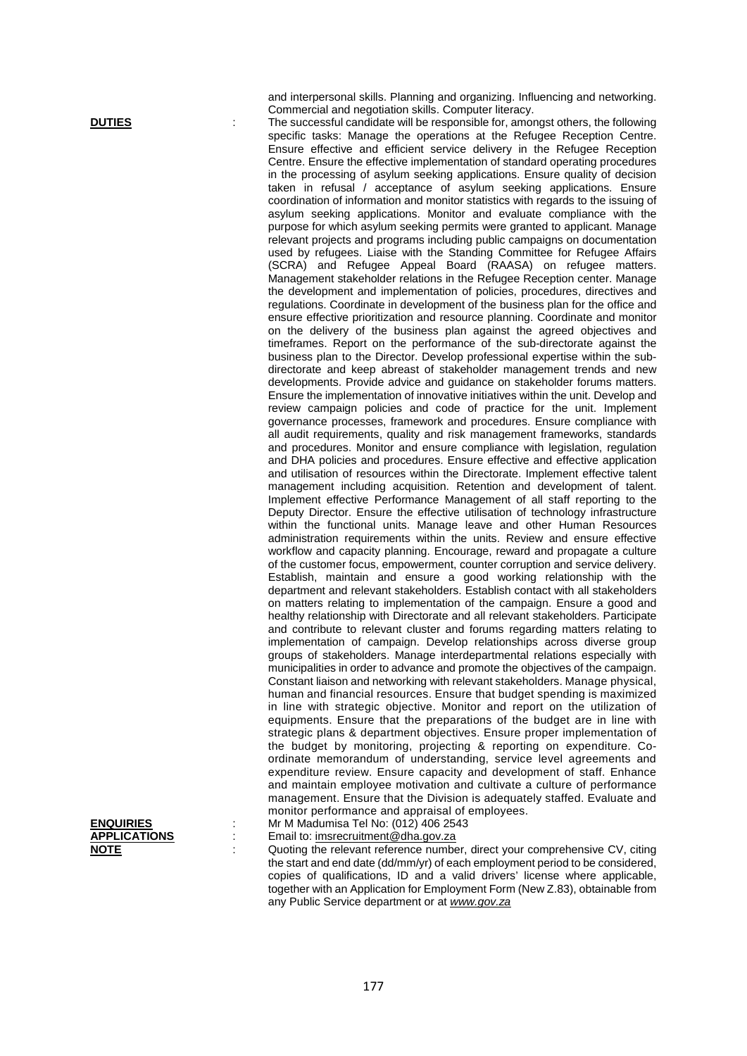and interpersonal skills. Planning and organizing. Influencing and networking. Commercial and negotiation skills. Computer literacy.

**DUTIES** : The successful candidate will be responsible for, amongst others, the following specific tasks: Manage the operations at the Refugee Reception Centre. Ensure effective and efficient service delivery in the Refugee Reception Centre. Ensure the effective implementation of standard operating procedures in the processing of asylum seeking applications. Ensure quality of decision taken in refusal / acceptance of asylum seeking applications. Ensure coordination of information and monitor statistics with regards to the issuing of asylum seeking applications. Monitor and evaluate compliance with the purpose for which asylum seeking permits were granted to applicant. Manage relevant projects and programs including public campaigns on documentation used by refugees. Liaise with the Standing Committee for Refugee Affairs (SCRA) and Refugee Appeal Board (RAASA) on refugee matters. Management stakeholder relations in the Refugee Reception center. Manage the development and implementation of policies, procedures, directives and regulations. Coordinate in development of the business plan for the office and ensure effective prioritization and resource planning. Coordinate and monitor on the delivery of the business plan against the agreed objectives and timeframes. Report on the performance of the sub-directorate against the business plan to the Director. Develop professional expertise within the sub-directorate and keep abreast of stakeholder management trends and new developments. Provide advice and guidance on stakeholder forums matters. Ensure the implementation of innovative initiatives within the unit. Develop and review campaign policies and code of practice for the unit. Implement governance processes, framework and procedures. Ensure compliance with all audit requirements, quality and risk management frameworks, standards and procedures. Monitor and ensure compliance with legislation, regulation and DHA policies and procedures. Ensure effective and effective application and utilisation of resources within the Directorate. Implement effective talent management including acquisition. Retention and development of talent. Implement effective Performance Management of all staff reporting to the Deputy Director. Ensure the effective utilisation of technology infrastructure within the functional units. Manage leave and other Human Resources administration requirements within the units. Review and ensure effective workflow and capacity planning. Encourage, reward and propagate a culture of the customer focus, empowerment, counter corruption and service delivery. Establish, maintain and ensure a good working relationship with the department and relevant stakeholders. Establish contact with all stakeholders on matters relating to implementation of the campaign. Ensure a good and healthy relationship with Directorate and all relevant stakeholders. Participate and contribute to relevant cluster and forums regarding matters relating to implementation of campaign. Develop relationships across diverse group groups of stakeholders. Manage interdepartmental relations especially with municipalities in order to advance and promote the objectives of the campaign. Constant liaison and networking with relevant stakeholders. Manage physical, human and financial resources. Ensure that budget spending is maximized in line with strategic objective. Monitor and report on the utilization of equipments. Ensure that the preparations of the budget are in line with strategic plans & department objectives. Ensure proper implementation of the budget by monitoring, projecting & reporting on expenditure. Co-ordinate memorandum of understanding, service level agreements and expenditure review. Ensure capacity and development of staff. Enhance and maintain employee motivation and cultivate a culture of performance management. Ensure that the Division is adequately staffed. Evaluate and monitor performance and appraisal of employees.

**ENQUIRIES** : Mr M Madumisa Tel No: (012) 406 2543

**APPLICATIONS** : Email to: imsrecruitment@dha.gov.za

**NOTE** : Quoting the relevant reference number, direct your comprehensive CV, citing the start and end date (dd/mm/yr) of each employment period to be considered, copies of qualifications, ID and a valid drivers' license where applicable, together with an Application for Employment Form (New Z.83), obtainable from any Public Service department or at *www.gov.za*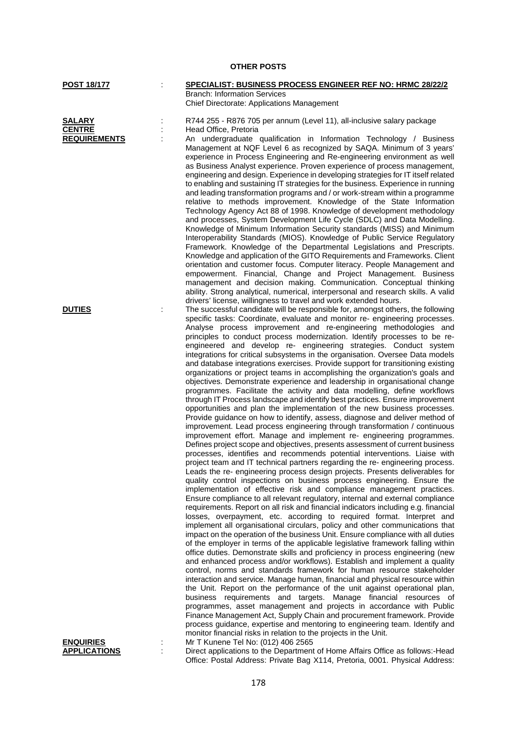**OTHER POSTS**

**POST 18/177** : **SPECIALIST: BUSINESS PROCESS ENGINEER REF NO: HRMC 28/22/2**
Branch: Information Services
Chief Directorate: Applications Management

**SALARY** : R744 255 - R876 705 per annum (Level 11), all-inclusive salary package

**CENTRE** : Head Office, Pretoria

**REQUIREMENTS** : An undergraduate qualification in Information Technology / Business Management at NQF Level 6 as recognized by SAQA. Minimum of 3 years' experience in Process Engineering and Re-engineering environment as well as Business Analyst experience. Proven experience of process management, engineering and design. Experience in developing strategies for IT itself related to enabling and sustaining IT strategies for the business. Experience in running and leading transformation programs and / or work-stream within a programme relative to methods improvement. Knowledge of the State Information Technology Agency Act 88 of 1998. Knowledge of development methodology and processes, System Development Life Cycle (SDLC) and Data Modelling. Knowledge of Minimum Information Security standards (MISS) and Minimum Interoperability Standards (MIOS). Knowledge of Public Service Regulatory Framework. Knowledge of the Departmental Legislations and Prescripts. Knowledge and application of the GITO Requirements and Frameworks. Client orientation and customer focus. Computer literacy. People Management and empowerment. Financial, Change and Project Management. Business management and decision making. Communication. Conceptual thinking ability. Strong analytical, numerical, interpersonal and research skills. A valid drivers' license, willingness to travel and work extended hours.

**DUTIES** : The successful candidate will be responsible for, amongst others, the following specific tasks: Coordinate, evaluate and monitor re- engineering processes. Analyse process improvement and re-engineering methodologies and principles to conduct process modernization. Identify processes to be re-engineered and develop re- engineering strategies. Conduct system integrations for critical subsystems in the organisation. Oversee Data models and database integrations exercises. Provide support for transitioning existing organizations or project teams in accomplishing the organization's goals and objectives. Demonstrate experience and leadership in organisational change programmes. Facilitate the activity and data modelling, define workflows through IT Process landscape and identify best practices. Ensure improvement opportunities and plan the implementation of the new business processes. Provide guidance on how to identify, assess, diagnose and deliver method of improvement. Lead process engineering through transformation / continuous improvement effort. Manage and implement re- engineering programmes. Defines project scope and objectives, presents assessment of current business processes, identifies and recommends potential interventions. Liaise with project team and IT technical partners regarding the re- engineering process. Leads the re- engineering process design projects. Presents deliverables for quality control inspections on business process engineering. Ensure the implementation of effective risk and compliance management practices. Ensure compliance to all relevant regulatory, internal and external compliance requirements. Report on all risk and financial indicators including e.g. financial losses, overpayment, etc. according to required format. Interpret and implement all organisational circulars, policy and other communications that impact on the operation of the business Unit. Ensure compliance with all duties of the employer in terms of the applicable legislative framework falling within office duties. Demonstrate skills and proficiency in process engineering (new and enhanced process and/or workflows). Establish and implement a quality control, norms and standards framework for human resource stakeholder interaction and service. Manage human, financial and physical resource within the Unit. Report on the performance of the unit against operational plan, business requirements and targets. Manage financial resources of programmes, asset management and projects in accordance with Public Finance Management Act, Supply Chain and procurement framework. Provide process guidance, expertise and mentoring to engineering team. Identify and monitor financial risks in relation to the projects in the Unit.

**ENQUIRIES** : Mr T Kunene Tel No: (012) 406 2565

**APPLICATIONS** : Direct applications to the Department of Home Affairs Office as follows:-Head Office: Postal Address: Private Bag X114, Pretoria, 0001. Physical Address: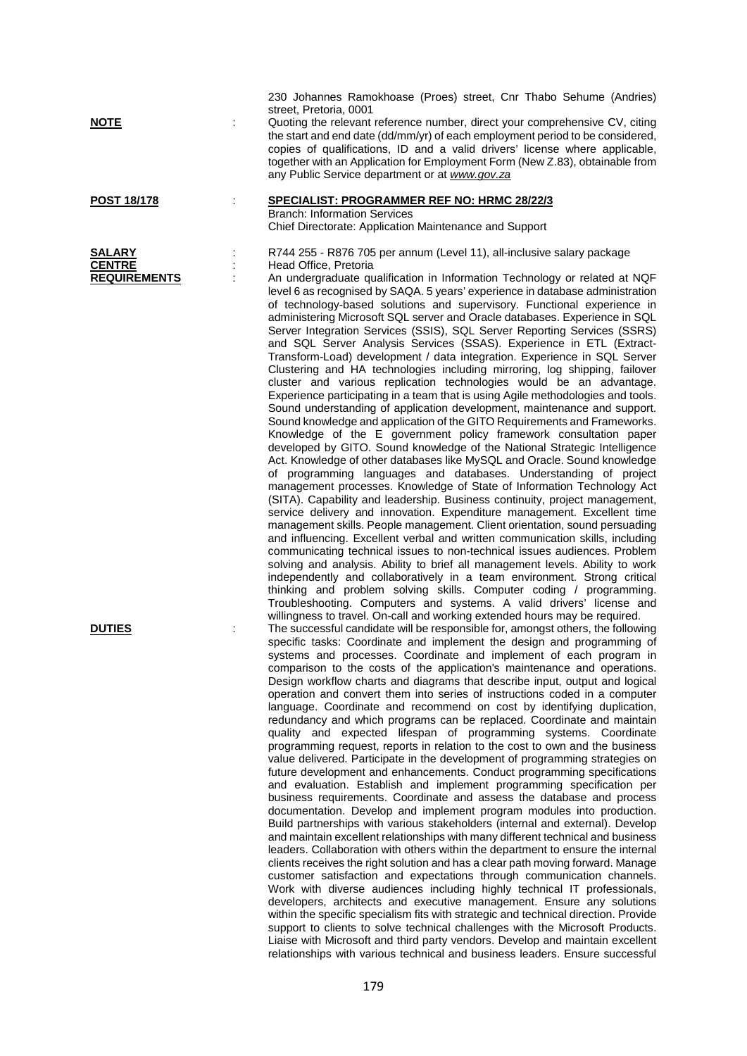230 Johannes Ramokhoase (Proes) street, Cnr Thabo Sehume (Andries) street, Pretoria, 0001

**NOTE** : Quoting the relevant reference number, direct your comprehensive CV, citing the start and end date (dd/mm/yr) of each employment period to be considered, copies of qualifications, ID and a valid drivers' license where applicable, together with an Application for Employment Form (New Z.83), obtainable from any Public Service department or at *www.gov.za*

**POST 18/178** : **SPECIALIST: PROGRAMMER REF NO: HRMC 28/22/3**
Branch: Information Services
Chief Directorate: Application Maintenance and Support

**SALARY** : R744 255 - R876 705 per annum (Level 11), all-inclusive salary package

**CENTRE** : Head Office, Pretoria

**REQUIREMENTS** : An undergraduate qualification in Information Technology or related at NQF level 6 as recognised by SAQA. 5 years' experience in database administration of technology-based solutions and supervisory. Functional experience in administering Microsoft SQL server and Oracle databases. Experience in SQL Server Integration Services (SSIS), SQL Server Reporting Services (SSRS) and SQL Server Analysis Services (SSAS). Experience in ETL (Extract-Transform-Load) development / data integration. Experience in SQL Server Clustering and HA technologies including mirroring, log shipping, failover cluster and various replication technologies would be an advantage. Experience participating in a team that is using Agile methodologies and tools. Sound understanding of application development, maintenance and support. Sound knowledge and application of the GITO Requirements and Frameworks. Knowledge of the E government policy framework consultation paper developed by GITO. Sound knowledge of the National Strategic Intelligence Act. Knowledge of other databases like MySQL and Oracle. Sound knowledge of programming languages and databases. Understanding of project management processes. Knowledge of State of Information Technology Act (SITA). Capability and leadership. Business continuity, project management, service delivery and innovation. Expenditure management. Excellent time management skills. People management. Client orientation, sound persuading and influencing. Excellent verbal and written communication skills, including communicating technical issues to non-technical issues audiences. Problem solving and analysis. Ability to brief all management levels. Ability to work independently and collaboratively in a team environment. Strong critical thinking and problem solving skills. Computer coding / programming. Troubleshooting. Computers and systems. A valid drivers' license and willingness to travel. On-call and working extended hours may be required.

**DUTIES** : The successful candidate will be responsible for, amongst others, the following specific tasks: Coordinate and implement the design and programming of systems and processes. Coordinate and implement of each program in comparison to the costs of the application's maintenance and operations. Design workflow charts and diagrams that describe input, output and logical operation and convert them into series of instructions coded in a computer language. Coordinate and recommend on cost by identifying duplication, redundancy and which programs can be replaced. Coordinate and maintain quality and expected lifespan of programming systems. Coordinate programming request, reports in relation to the cost to own and the business value delivered. Participate in the development of programming strategies on future development and enhancements. Conduct programming specifications and evaluation. Establish and implement programming specification per business requirements. Coordinate and assess the database and process documentation. Develop and implement program modules into production. Build partnerships with various stakeholders (internal and external). Develop and maintain excellent relationships with many different technical and business leaders. Collaboration with others within the department to ensure the internal clients receives the right solution and has a clear path moving forward. Manage customer satisfaction and expectations through communication channels. Work with diverse audiences including highly technical IT professionals, developers, architects and executive management. Ensure any solutions within the specific specialism fits with strategic and technical direction. Provide support to clients to solve technical challenges with the Microsoft Products. Liaise with Microsoft and third party vendors. Develop and maintain excellent relationships with various technical and business leaders. Ensure successful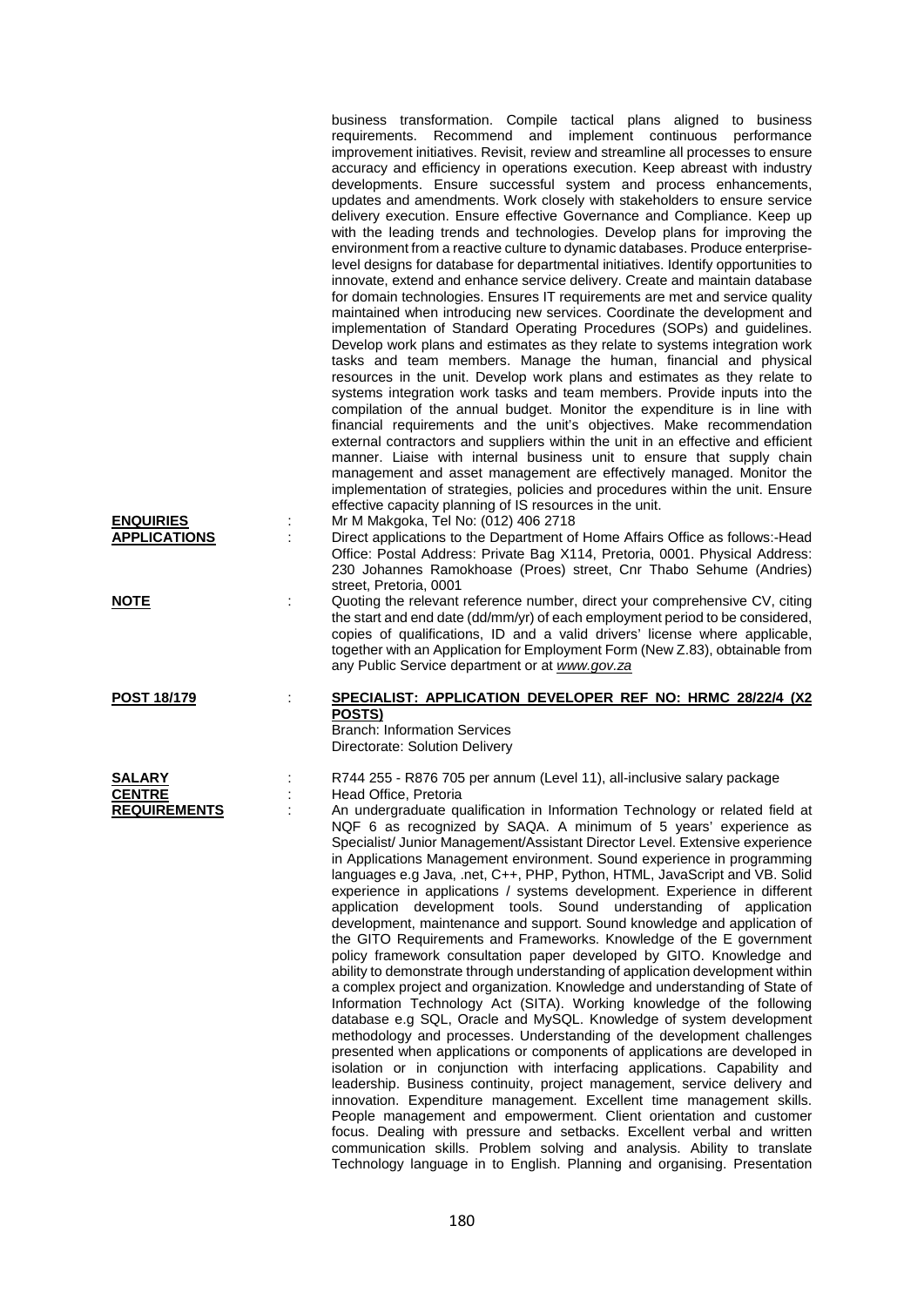business transformation. Compile tactical plans aligned to business requirements. Recommend and implement continuous performance improvement initiatives. Revisit, review and streamline all processes to ensure accuracy and efficiency in operations execution. Keep abreast with industry developments. Ensure successful system and process enhancements, updates and amendments. Work closely with stakeholders to ensure service delivery execution. Ensure effective Governance and Compliance. Keep up with the leading trends and technologies. Develop plans for improving the environment from a reactive culture to dynamic databases. Produce enterprise-level designs for database for departmental initiatives. Identify opportunities to innovate, extend and enhance service delivery. Create and maintain database for domain technologies. Ensures IT requirements are met and service quality maintained when introducing new services. Coordinate the development and implementation of Standard Operating Procedures (SOPs) and guidelines. Develop work plans and estimates as they relate to systems integration work tasks and team members. Manage the human, financial and physical resources in the unit. Develop work plans and estimates as they relate to systems integration work tasks and team members. Provide inputs into the compilation of the annual budget. Monitor the expenditure is in line with financial requirements and the unit's objectives. Make recommendation external contractors and suppliers within the unit in an effective and efficient manner. Liaise with internal business unit to ensure that supply chain management and asset management are effectively managed. Monitor the implementation of strategies, policies and procedures within the unit. Ensure effective capacity planning of IS resources in the unit.

**ENQUIRIES** : Mr M Makgoka, Tel No: (012) 406 2718

**APPLICATIONS** : Direct applications to the Department of Home Affairs Office as follows:-Head Office: Postal Address: Private Bag X114, Pretoria, 0001. Physical Address: 230 Johannes Ramokhaose (Proes) street, Cnr Thabo Sehume (Andries) street, Pretoria, 0001

**NOTE** : Quoting the relevant reference number, direct your comprehensive CV, citing the start and end date (dd/mm/yr) of each employment period to be considered, copies of qualifications, ID and a valid drivers' license where applicable, together with an Application for Employment Form (New Z.83), obtainable from any Public Service department or at *www.gov.za*

**POST 18/179** : **SPECIALIST: APPLICATION DEVELOPER REF NO: HRMC 28/22/4 (X2 POSTS)**
Branch: Information Services
Directorate: Solution Delivery

**SALARY** : R744 255 - R876 705 per annum (Level 11), all-inclusive salary package

**CENTRE** : Head Office, Pretoria

**REQUIREMENTS** : An undergraduate qualification in Information Technology or related field at NQF 6 as recognized by SAQA. A minimum of 5 years' experience as Specialist/ Junior Management/Assistant Director Level. Extensive experience in Applications Management environment. Sound experience in programming languages e.g Java, .net, C++, PHP, Python, HTML, JavaScript and VB. Solid experience in applications / systems development. Experience in different application development tools. Sound understanding of application development, maintenance and support. Sound knowledge and application of the GITO Requirements and Frameworks. Knowledge of the E government policy framework consultation paper developed by GITO. Knowledge and ability to demonstrate through understanding of application development within a complex project and organization. Knowledge and understanding of State of Information Technology Act (SITA). Working knowledge of the following database e.g SQL, Oracle and MySQL. Knowledge of system development methodology and processes. Understanding of the development challenges presented when applications or components of applications are developed in isolation or in conjunction with interfacing applications. Capability and leadership. Business continuity, project management, service delivery and innovation. Expenditure management. Excellent time management skills. People management and empowerment. Client orientation and customer focus. Dealing with pressure and setbacks. Excellent verbal and written communication skills. Problem solving and analysis. Ability to translate Technology language in to English. Planning and organising. Presentation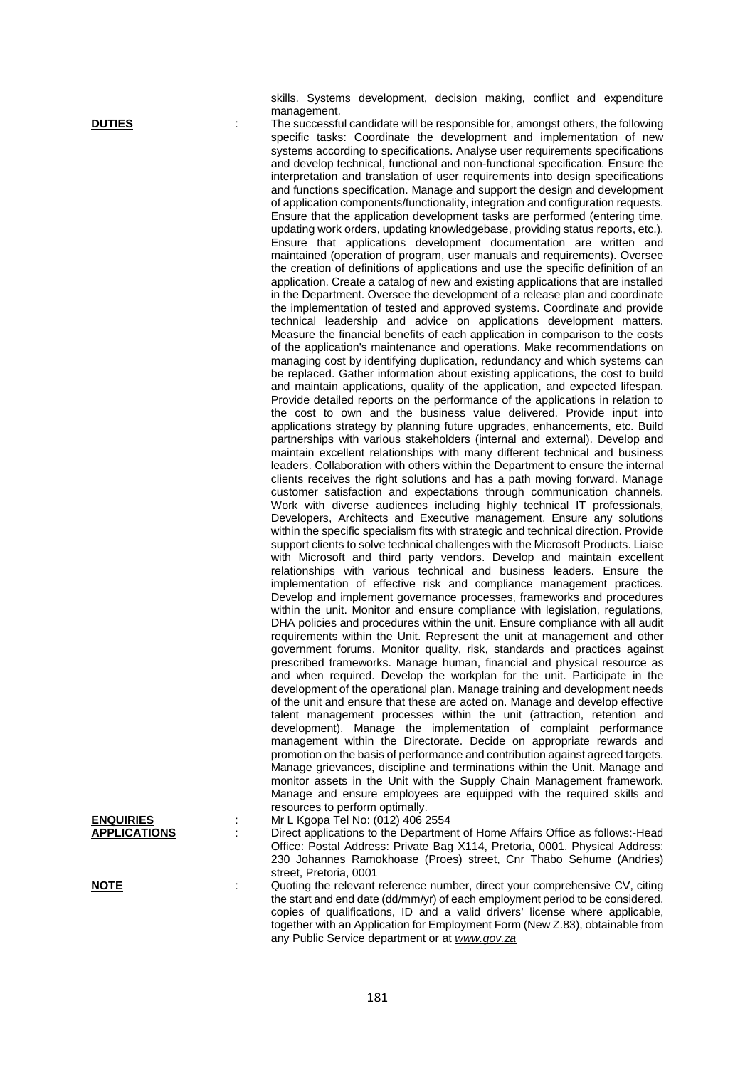skills. Systems development, decision making, conflict and expenditure management.

**DUTIES** : The successful candidate will be responsible for, amongst others, the following specific tasks: Coordinate the development and implementation of new systems according to specifications. Analyse user requirements specifications and develop technical, functional and non-functional specification. Ensure the interpretation and translation of user requirements into design specifications and functions specification. Manage and support the design and development of application components/functionality, integration and configuration requests. Ensure that the application development tasks are performed (entering time, updating work orders, updating knowledgebase, providing status reports, etc.). Ensure that applications development documentation are written and maintained (operation of program, user manuals and requirements). Oversee the creation of definitions of applications and use the specific definition of an application. Create a catalog of new and existing applications that are installed in the Department. Oversee the development of a release plan and coordinate the implementation of tested and approved systems. Coordinate and provide technical leadership and advice on applications development matters. Measure the financial benefits of each application in comparison to the costs of the application's maintenance and operations. Make recommendations on managing cost by identifying duplication, redundancy and which systems can be replaced. Gather information about existing applications, the cost to build and maintain applications, quality of the application, and expected lifespan. Provide detailed reports on the performance of the applications in relation to the cost to own and the business value delivered. Provide input into applications strategy by planning future upgrades, enhancements, etc. Build partnerships with various stakeholders (internal and external). Develop and maintain excellent relationships with many different technical and business leaders. Collaboration with others within the Department to ensure the internal clients receives the right solutions and has a path moving forward. Manage customer satisfaction and expectations through communication channels. Work with diverse audiences including highly technical IT professionals, Developers, Architects and Executive management. Ensure any solutions within the specific specialism fits with strategic and technical direction. Provide support clients to solve technical challenges with the Microsoft Products. Liaise with Microsoft and third party vendors. Develop and maintain excellent relationships with various technical and business leaders. Ensure the implementation of effective risk and compliance management practices. Develop and implement governance processes, frameworks and procedures within the unit. Monitor and ensure compliance with legislation, regulations, DHA policies and procedures within the unit. Ensure compliance with all audit requirements within the Unit. Represent the unit at management and other government forums. Monitor quality, risk, standards and practices against prescribed frameworks. Manage human, financial and physical resource as and when required. Develop the workplan for the unit. Participate in the development of the operational plan. Manage training and development needs of the unit and ensure that these are acted on. Manage and develop effective talent management processes within the unit (attraction, retention and development). Manage the implementation of complaint performance management within the Directorate. Decide on appropriate rewards and promotion on the basis of performance and contribution against agreed targets. Manage grievances, discipline and terminations within the Unit. Manage and monitor assets in the Unit with the Supply Chain Management framework. Manage and ensure employees are equipped with the required skills and resources to perform optimally.

**ENQUIRIES** : Mr L Kgopa Tel No: (012) 406 2554

**APPLICATIONS** : Direct applications to the Department of Home Affairs Office as follows:-Head Office: Postal Address: Private Bag X114, Pretoria, 0001. Physical Address: 230 Johannes Ramokhoase (Proes) street, Cnr Thabo Sehume (Andries) street, Pretoria, 0001

**NOTE** : Quoting the relevant reference number, direct your comprehensive CV, citing the start and end date (dd/mm/yr) of each employment period to be considered, copies of qualifications, ID and a valid drivers' license where applicable, together with an Application for Employment Form (New Z.83), obtainable from any Public Service department or at *www.gov.za*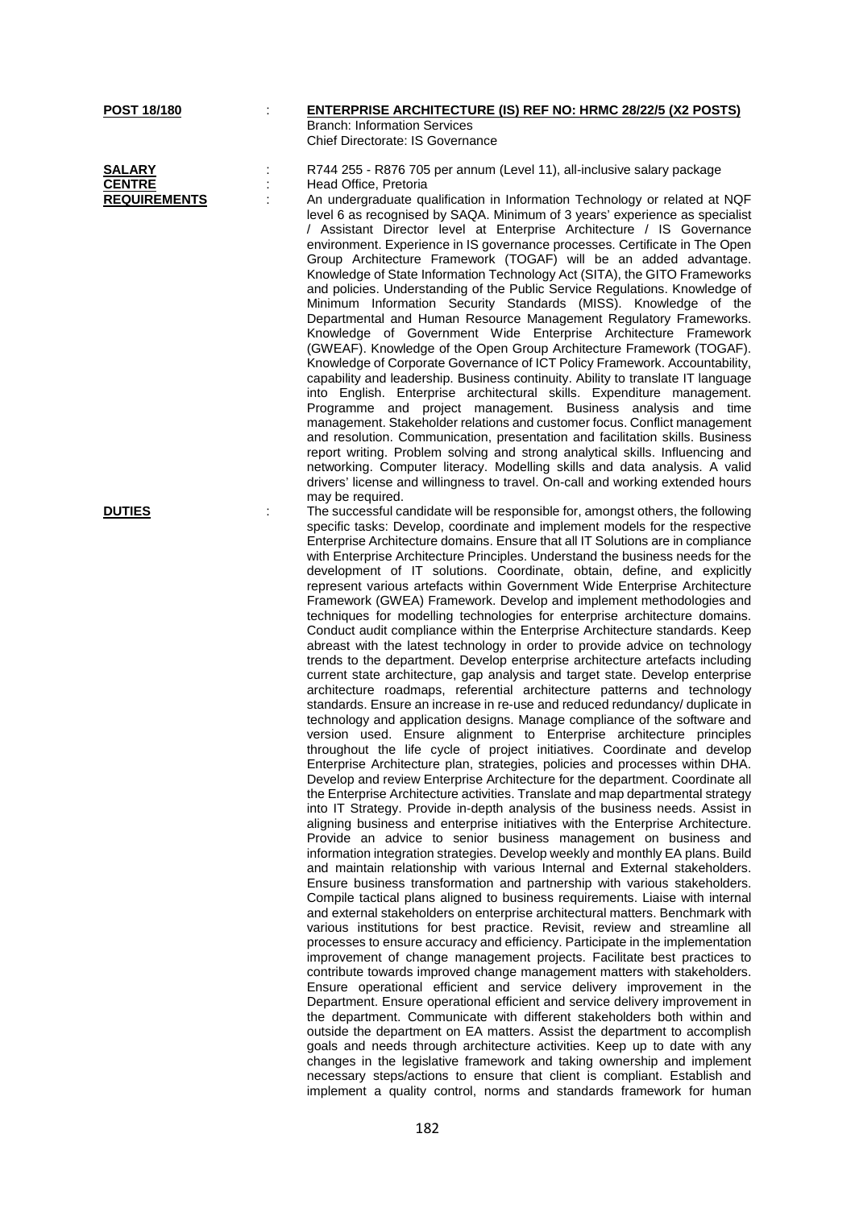**POST 18/180** : **ENTERPRISE ARCHITECTURE (IS) REF NO: HRMC 28/22/5 (X2 POSTS)**

Branch: Information Services
Chief Directorate: IS Governance

**SALARY** : R744 255 - R876 705 per annum (Level 11), all-inclusive salary package

**CENTRE** : Head Office, Pretoria

**REQUIREMENTS** : An undergraduate qualification in Information Technology or related at NQF level 6 as recognised by SAQA. Minimum of 3 years' experience as specialist / Assistant Director level at Enterprise Architecture / IS Governance environment. Experience in IS governance processes. Certificate in The Open Group Architecture Framework (TOGAF) will be an added advantage. Knowledge of State Information Technology Act (SITA), the GITO Frameworks and policies. Understanding of the Public Service Regulations. Knowledge of Minimum Information Security Standards (MISS). Knowledge of the Departmental and Human Resource Management Regulatory Frameworks. Knowledge of Government Wide Enterprise Architecture Framework (GWEAF). Knowledge of the Open Group Architecture Framework (TOGAF). Knowledge of Corporate Governance of ICT Policy Framework. Accountability, capability and leadership. Business continuity. Ability to translate IT language into English. Enterprise architectural skills. Expenditure management. Programme and project management. Business analysis and time management. Stakeholder relations and customer focus. Conflict management and resolution. Communication, presentation and facilitation skills. Business report writing. Problem solving and strong analytical skills. Influencing and networking. Computer literacy. Modelling skills and data analysis. A valid drivers' license and willingness to travel. On-call and working extended hours may be required.

**DUTIES** : The successful candidate will be responsible for, amongst others, the following specific tasks: Develop, coordinate and implement models for the respective Enterprise Architecture domains. Ensure that all IT Solutions are in compliance with Enterprise Architecture Principles. Understand the business needs for the development of IT solutions. Coordinate, obtain, define, and explicitly represent various artefacts within Government Wide Enterprise Architecture Framework (GWEA) Framework. Develop and implement methodologies and techniques for modelling technologies for enterprise architecture domains. Conduct audit compliance within the Enterprise Architecture standards. Keep abreast with the latest technology in order to provide advice on technology trends to the department. Develop enterprise architecture artefacts including current state architecture, gap analysis and target state. Develop enterprise architecture roadmaps, referential architecture patterns and technology standards. Ensure an increase in re-use and reduced redundancy/ duplicate in technology and application designs. Manage compliance of the software and version used. Ensure alignment to Enterprise architecture principles throughout the life cycle of project initiatives. Coordinate and develop Enterprise Architecture plan, strategies, policies and processes within DHA. Develop and review Enterprise Architecture for the department. Coordinate all the Enterprise Architecture activities. Translate and map departmental strategy into IT Strategy. Provide in-depth analysis of the business needs. Assist in aligning business and enterprise initiatives with the Enterprise Architecture. Provide an advice to senior business management on business and information integration strategies. Develop weekly and monthly EA plans. Build and maintain relationship with various Internal and External stakeholders. Ensure business transformation and partnership with various stakeholders. Compile tactical plans aligned to business requirements. Liaise with internal and external stakeholders on enterprise architectural matters. Benchmark with various institutions for best practice. Revisit, review and streamline all processes to ensure accuracy and efficiency. Participate in the implementation improvement of change management projects. Facilitate best practices to contribute towards improved change management matters with stakeholders. Ensure operational efficient and service delivery improvement in the Department. Ensure operational efficient and service delivery improvement in the department. Communicate with different stakeholders both within and outside the department on EA matters. Assist the department to accomplish goals and needs through architecture activities. Keep up to date with any changes in the legislative framework and taking ownership and implement necessary steps/actions to ensure that client is compliant. Establish and implement a quality control, norms and standards framework for human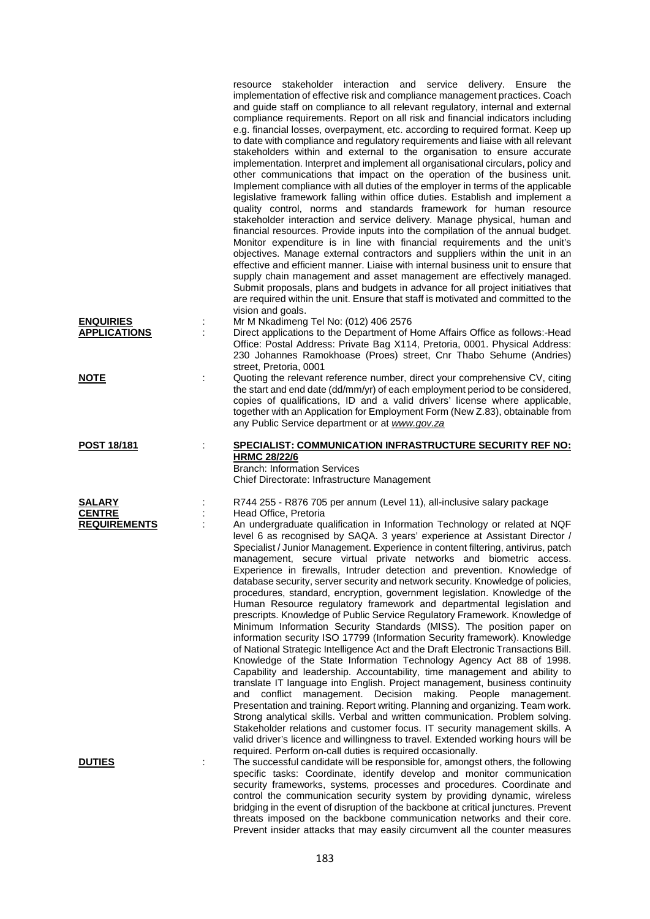resource stakeholder interaction and service delivery. Ensure the implementation of effective risk and compliance management practices. Coach and guide staff on compliance to all relevant regulatory, internal and external compliance requirements. Report on all risk and financial indicators including e.g. financial losses, overpayment, etc. according to required format. Keep up to date with compliance and regulatory requirements and liaise with all relevant stakeholders within and external to the organisation to ensure accurate implementation. Interpret and implement all organisational circulars, policy and other communications that impact on the operation of the business unit. Implement compliance with all duties of the employer in terms of the applicable legislative framework falling within office duties. Establish and implement a quality control, norms and standards framework for human resource stakeholder interaction and service delivery. Manage physical, human and financial resources. Provide inputs into the compilation of the annual budget. Monitor expenditure is in line with financial requirements and the unit's objectives. Manage external contractors and suppliers within the unit in an effective and efficient manner. Liaise with internal business unit to ensure that supply chain management and asset management are effectively managed. Submit proposals, plans and budgets in advance for all project initiatives that are required within the unit. Ensure that staff is motivated and committed to the vision and goals.

**ENQUIRIES** : Mr M Nkadimeng Tel No: (012) 406 2576

**APPLICATIONS** : Direct applications to the Department of Home Affairs Office as follows:-Head Office: Postal Address: Private Bag X114, Pretoria, 0001. Physical Address: 230 Johannes Ramokhoase (Proes) street, Cnr Thabo Sehume (Andries) street, Pretoria, 0001

**NOTE** : Quoting the relevant reference number, direct your comprehensive CV, citing the start and end date (dd/mm/yr) of each employment period to be considered, copies of qualifications, ID and a valid drivers' license where applicable, together with an Application for Employment Form (New Z.83), obtainable from any Public Service department or at *www.gov.za*

**POST 18/181** : **SPECIALIST: COMMUNICATION INFRASTRUCTURE SECURITY REF NO: HRMC 28/22/6**
Branch: Information Services
Chief Directorate: Infrastructure Management

**SALARY** : R744 255 - R876 705 per annum (Level 11), all-inclusive salary package

**CENTRE** : Head Office, Pretoria

**REQUIREMENTS** : An undergraduate qualification in Information Technology or related at NQF level 6 as recognised by SAQA. 3 years' experience at Assistant Director / Specialist / Junior Management. Experience in content filtering, antivirus, patch management, secure virtual private networks and biometric access. Experience in firewalls, Intruder detection and prevention. Knowledge of database security, server security and network security. Knowledge of policies, procedures, standard, encryption, government legislation. Knowledge of the Human Resource regulatory framework and departmental legislation and prescripts. Knowledge of Public Service Regulatory Framework. Knowledge of Minimum Information Security Standards (MISS). The position paper on information security ISO 17799 (Information Security framework). Knowledge of National Strategic Intelligence Act and the Draft Electronic Transactions Bill. Knowledge of the State Information Technology Agency Act 88 of 1998. Capability and leadership. Accountability, time management and ability to translate IT language into English. Project management, business continuity and conflict management. Decision making. People management. Presentation and training. Report writing. Planning and organizing. Team work. Strong analytical skills. Verbal and written communication. Problem solving. Stakeholder relations and customer focus. IT security management skills. A valid driver's licence and willingness to travel. Extended working hours will be required. Perform on-call duties is required occasionally.

**DUTIES** : The successful candidate will be responsible for, amongst others, the following specific tasks: Coordinate, identify develop and monitor communication security frameworks, systems, processes and procedures. Coordinate and control the communication security system by providing dynamic, wireless bridging in the event of disruption of the backbone at critical junctures. Prevent threats imposed on the backbone communication networks and their core. Prevent insider attacks that may easily circumvent all the counter measures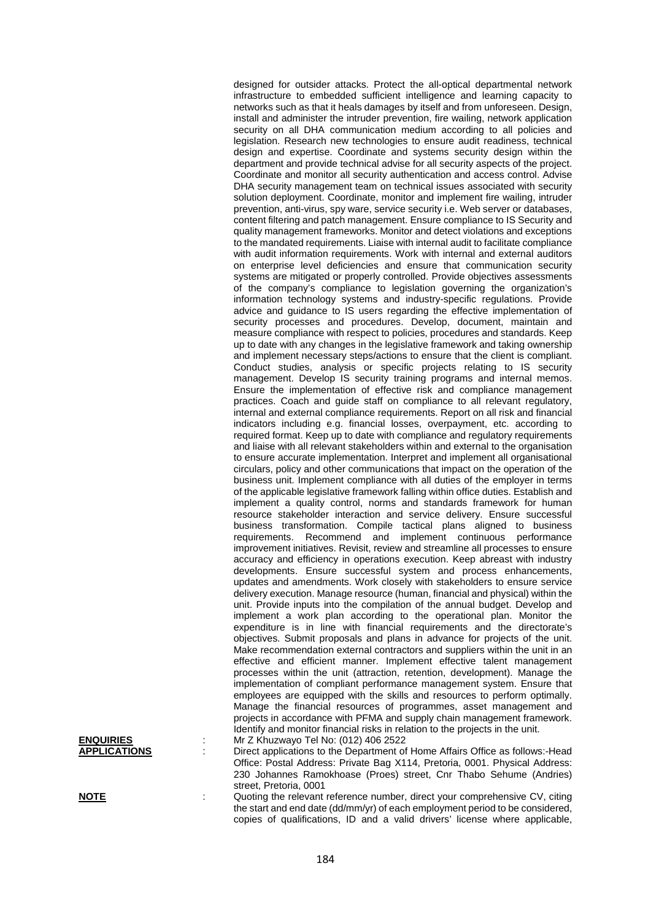designed for outsider attacks. Protect the all-optical departmental network infrastructure to embedded sufficient intelligence and learning capacity to networks such as that it heals damages by itself and from unforeseen. Design, install and administer the intruder prevention, fire wailing, network application security on all DHA communication medium according to all policies and legislation. Research new technologies to ensure audit readiness, technical design and expertise. Coordinate and systems security design within the department and provide technical advise for all security aspects of the project. Coordinate and monitor all security authentication and access control. Advise DHA security management team on technical issues associated with security solution deployment. Coordinate, monitor and implement fire wailing, intruder prevention, anti-virus, spy ware, service security i.e. Web server or databases, content filtering and patch management. Ensure compliance to IS Security and quality management frameworks. Monitor and detect violations and exceptions to the mandated requirements. Liaise with internal audit to facilitate compliance with audit information requirements. Work with internal and external auditors on enterprise level deficiencies and ensure that communication security systems are mitigated or properly controlled. Provide objectives assessments of the company's compliance to legislation governing the organization's information technology systems and industry-specific regulations. Provide advice and guidance to IS users regarding the effective implementation of security processes and procedures. Develop, document, maintain and measure compliance with respect to policies, procedures and standards. Keep up to date with any changes in the legislative framework and taking ownership and implement necessary steps/actions to ensure that the client is compliant. Conduct studies, analysis or specific projects relating to IS security management. Develop IS security training programs and internal memos. Ensure the implementation of effective risk and compliance management practices. Coach and guide staff on compliance to all relevant regulatory, internal and external compliance requirements. Report on all risk and financial indicators including e.g. financial losses, overpayment, etc. according to required format. Keep up to date with compliance and regulatory requirements and liaise with all relevant stakeholders within and external to the organisation to ensure accurate implementation. Interpret and implement all organisational circulars, policy and other communications that impact on the operation of the business unit. Implement compliance with all duties of the employer in terms of the applicable legislative framework falling within office duties. Establish and implement a quality control, norms and standards framework for human resource stakeholder interaction and service delivery. Ensure successful business transformation. Compile tactical plans aligned to business requirements. Recommend and implement continuous performance improvement initiatives. Revisit, review and streamline all processes to ensure accuracy and efficiency in operations execution. Keep abreast with industry developments. Ensure successful system and process enhancements, updates and amendments. Work closely with stakeholders to ensure service delivery execution. Manage resource (human, financial and physical) within the unit. Provide inputs into the compilation of the annual budget. Develop and implement a work plan according to the operational plan. Monitor the expenditure is in line with financial requirements and the directorate's objectives. Submit proposals and plans in advance for projects of the unit. Make recommendation external contractors and suppliers within the unit in an effective and efficient manner. Implement effective talent management processes within the unit (attraction, retention, development). Manage the implementation of compliant performance management system. Ensure that employees are equipped with the skills and resources to perform optimally. Manage the financial resources of programmes, asset management and projects in accordance with PFMA and supply chain management framework. Identify and monitor financial risks in relation to the projects in the unit.

**ENQUIRIES** : Mr Z Khuzwayo Tel No: (012) 406 2522

**APPLICATIONS** : Direct applications to the Department of Home Affairs Office as follows:-Head Office: Postal Address: Private Bag X114, Pretoria, 0001. Physical Address: 230 Johannes Ramokhoase (Proes) street, Cnr Thabo Sehume (Andries) street, Pretoria, 0001

**NOTE** : Quoting the relevant reference number, direct your comprehensive CV, citing the start and end date (dd/mm/yr) of each employment period to be considered, copies of qualifications, ID and a valid drivers' license where applicable,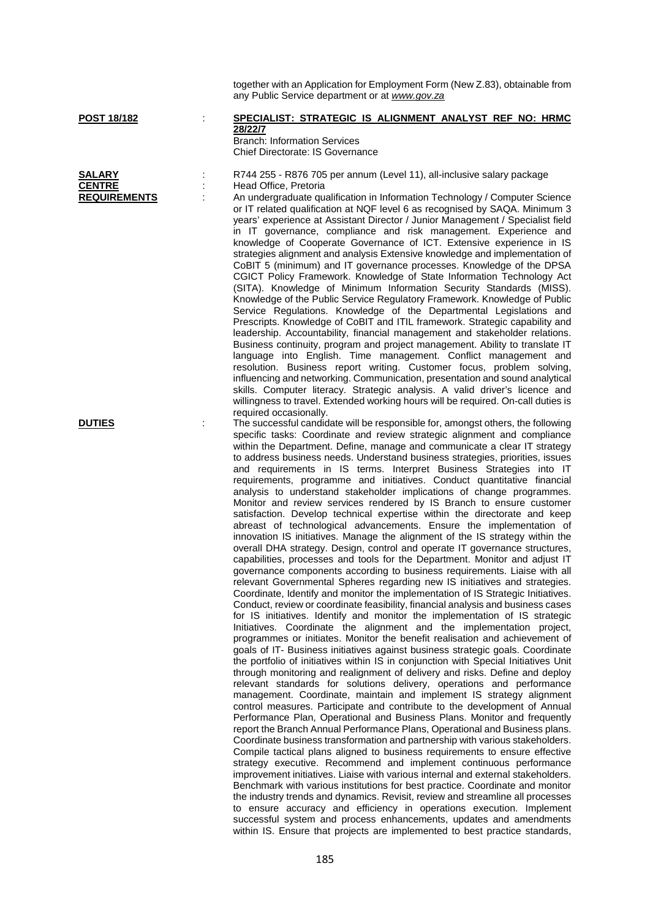together with an Application for Employment Form (New Z.83), obtainable from any Public Service department or at *www.gov.za*

**POST 18/182** : **SPECIALIST: STRATEGIC IS ALIGNMENT ANALYST REF NO: HRMC 28/22/7**
Branch: Information Services
Chief Directorate: IS Governance

**SALARY** : R744 255 - R876 705 per annum (Level 11), all-inclusive salary package

**CENTRE** : Head Office, Pretoria

**REQUIREMENTS** : An undergraduate qualification in Information Technology / Computer Science or IT related qualification at NQF level 6 as recognised by SAQA. Minimum 3 years' experience at Assistant Director / Junior Management / Specialist field in IT governance, compliance and risk management. Experience and knowledge of Cooperate Governance of ICT. Extensive experience in IS strategies alignment and analysis Extensive knowledge and implementation of CoBIT 5 (minimum) and IT governance processes. Knowledge of the DPSA CGICT Policy Framework. Knowledge of State Information Technology Act (SITA). Knowledge of Minimum Information Security Standards (MISS). Knowledge of the Public Service Regulatory Framework. Knowledge of Public Service Regulations. Knowledge of the Departmental Legislations and Prescripts. Knowledge of CoBIT and ITIL framework. Strategic capability and leadership. Accountability, financial management and stakeholder relations. Business continuity, program and project management. Ability to translate IT language into English. Time management. Conflict management and resolution. Business report writing. Customer focus, problem solving, influencing and networking. Communication, presentation and sound analytical skills. Computer literacy. Strategic analysis. A valid driver's licence and willingness to travel. Extended working hours will be required. On-call duties is required occasionally.

**DUTIES** : The successful candidate will be responsible for, amongst others, the following specific tasks: Coordinate and review strategic alignment and compliance within the Department. Define, manage and communicate a clear IT strategy to address business needs. Understand business strategies, priorities, issues and requirements in IS terms. Interpret Business Strategies into IT requirements, programme and initiatives. Conduct quantitative financial analysis to understand stakeholder implications of change programmes. Monitor and review services rendered by IS Branch to ensure customer satisfaction. Develop technical expertise within the directorate and keep abreast of technological advancements. Ensure the implementation of innovation IS initiatives. Manage the alignment of the IS strategy within the overall DHA strategy. Design, control and operate IT governance structures, capabilities, processes and tools for the Department. Monitor and adjust IT governance components according to business requirements. Liaise with all relevant Governmental Spheres regarding new IS initiatives and strategies. Coordinate, Identify and monitor the implementation of IS Strategic Initiatives. Conduct, review or coordinate feasibility, financial analysis and business cases for IS initiatives. Identify and monitor the implementation of IS strategic Initiatives. Coordinate the alignment and the implementation project, programmes or initiates. Monitor the benefit realisation and achievement of goals of IT- Business initiatives against business strategic goals. Coordinate the portfolio of initiatives within IS in conjunction with Special Initiatives Unit through monitoring and realignment of delivery and risks. Define and deploy relevant standards for solutions delivery, operations and performance management. Coordinate, maintain and implement IS strategy alignment control measures. Participate and contribute to the development of Annual Performance Plan, Operational and Business Plans. Monitor and frequently report the Branch Annual Performance Plans, Operational and Business plans. Coordinate business transformation and partnership with various stakeholders. Compile tactical plans aligned to business requirements to ensure effective strategy executive. Recommend and implement continuous performance improvement initiatives. Liaise with various internal and external stakeholders. Benchmark with various institutions for best practice. Coordinate and monitor the industry trends and dynamics. Revisit, review and streamline all processes to ensure accuracy and efficiency in operations execution. Implement successful system and process enhancements, updates and amendments within IS. Ensure that projects are implemented to best practice standards,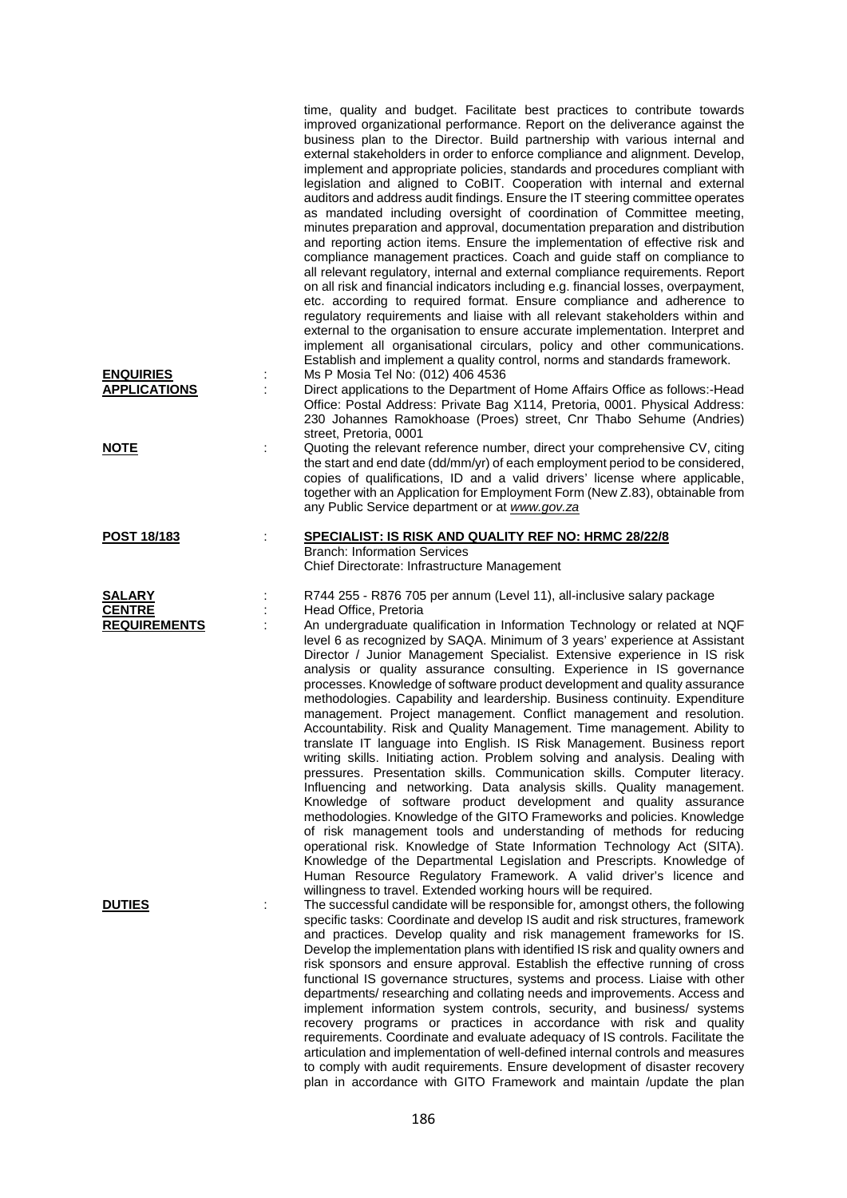time, quality and budget. Facilitate best practices to contribute towards improved organizational performance. Report on the deliverance against the business plan to the Director. Build partnership with various internal and external stakeholders in order to enforce compliance and alignment. Develop, implement and appropriate policies, standards and procedures compliant with legislation and aligned to CoBIT. Cooperation with internal and external auditors and address audit findings. Ensure the IT steering committee operates as mandated including oversight of coordination of Committee meeting, minutes preparation and approval, documentation preparation and distribution and reporting action items. Ensure the implementation of effective risk and compliance management practices. Coach and guide staff on compliance to all relevant regulatory, internal and external compliance requirements. Report on all risk and financial indicators including e.g. financial losses, overpayment, etc. according to required format. Ensure compliance and adherence to regulatory requirements and liaise with all relevant stakeholders within and external to the organisation to ensure accurate implementation. Interpret and implement all organisational circulars, policy and other communications. Establish and implement a quality control, norms and standards framework.

**ENQUIRIES** : Ms P Mosia Tel No: (012) 406 4536

**APPLICATIONS** : Direct applications to the Department of Home Affairs Office as follows:-Head Office: Postal Address: Private Bag X114, Pretoria, 0001. Physical Address: 230 Johannes Ramokhoase (Proes) street, Cnr Thabo Sehume (Andries) street, Pretoria, 0001

**NOTE** : Quoting the relevant reference number, direct your comprehensive CV, citing the start and end date (dd/mm/yr) of each employment period to be considered, copies of qualifications, ID and a valid drivers' license where applicable, together with an Application for Employment Form (New Z.83), obtainable from any Public Service department or at *www.gov.za*

**POST 18/183** : **SPECIALIST: IS RISK AND QUALITY REF NO: HRMC 28/22/8**
Branch: Information Services
Chief Directorate: Infrastructure Management

**SALARY** : R744 255 - R876 705 per annum (Level 11), all-inclusive salary package

**CENTRE** : Head Office, Pretoria

**REQUIREMENTS** : An undergraduate qualification in Information Technology or related at NQF level 6 as recognized by SAQA. Minimum of 3 years' experience at Assistant Director / Junior Management Specialist. Extensive experience in IS risk analysis or quality assurance consulting. Experience in IS governance processes. Knowledge of software product development and quality assurance methodologies. Capability and leardership. Business continuity. Expenditure management. Project management. Conflict management and resolution. Accountability. Risk and Quality Management. Time management. Ability to translate IT language into English. IS Risk Management. Business report writing skills. Initiating action. Problem solving and analysis. Dealing with pressures. Presentation skills. Communication skills. Computer literacy. Influencing and networking. Data analysis skills. Quality management. Knowledge of software product development and quality assurance methodologies. Knowledge of the GITO Frameworks and policies. Knowledge of risk management tools and understanding of methods for reducing operational risk. Knowledge of State Information Technology Act (SITA). Knowledge of the Departmental Legislation and Prescripts. Knowledge of Human Resource Regulatory Framework. A valid driver's licence and willingness to travel. Extended working hours will be required.

**DUTIES** : The successful candidate will be responsible for, amongst others, the following specific tasks: Coordinate and develop IS audit and risk structures, framework and practices. Develop quality and risk management frameworks for IS. Develop the implementation plans with identified IS risk and quality owners and risk sponsors and ensure approval. Establish the effective running of cross functional IS governance structures, systems and process. Liaise with other departments/ researching and collating needs and improvements. Access and implement information system controls, security, and business/ systems recovery programs or practices in accordance with risk and quality requirements. Coordinate and evaluate adequacy of IS controls. Facilitate the articulation and implementation of well-defined internal controls and measures to comply with audit requirements. Ensure development of disaster recovery plan in accordance with GITO Framework and maintain /update the plan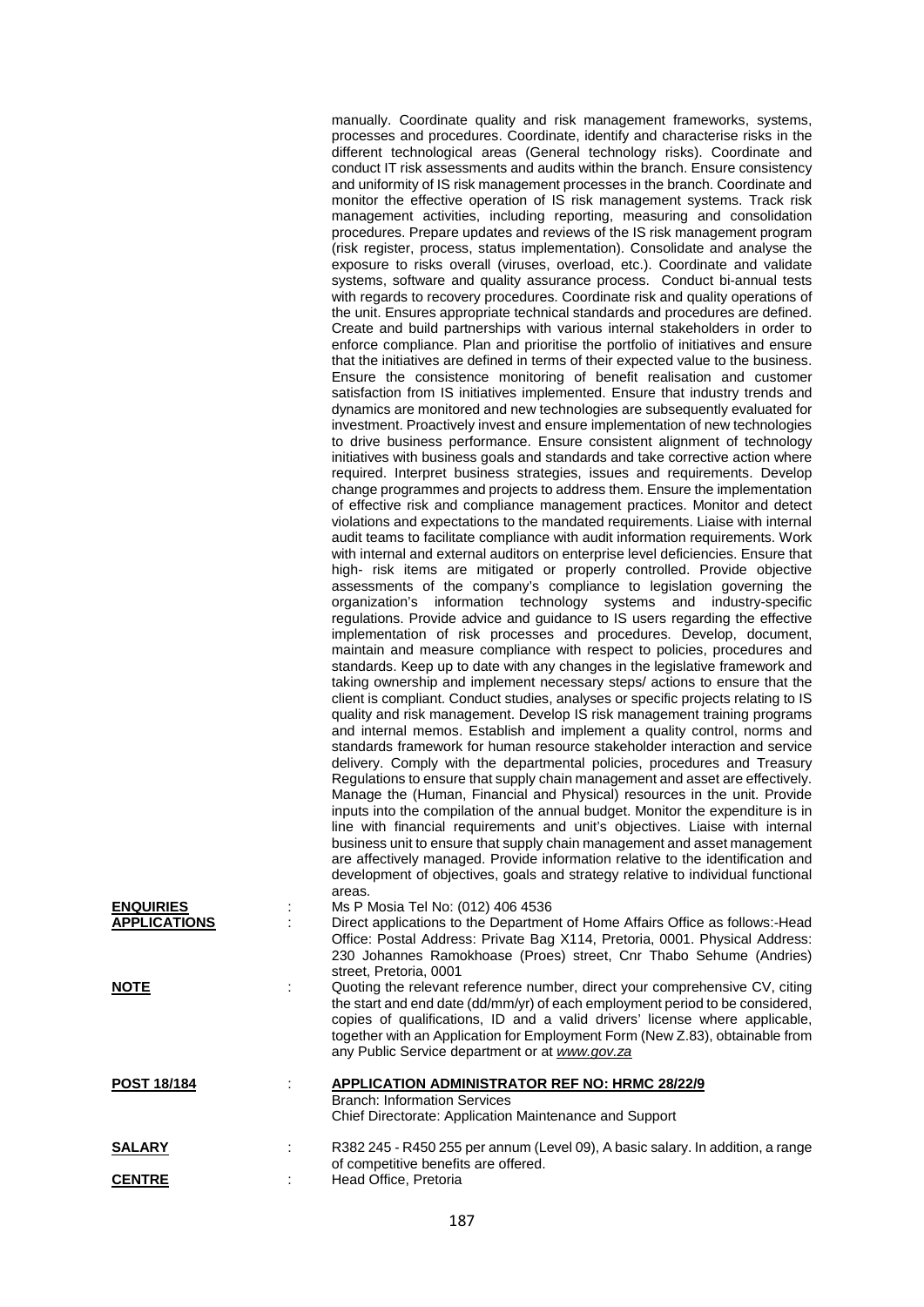manually. Coordinate quality and risk management frameworks, systems, processes and procedures. Coordinate, identify and characterise risks in the different technological areas (General technology risks). Coordinate and conduct IT risk assessments and audits within the branch. Ensure consistency and uniformity of IS risk management processes in the branch. Coordinate and monitor the effective operation of IS risk management systems. Track risk management activities, including reporting, measuring and consolidation procedures. Prepare updates and reviews of the IS risk management program (risk register, process, status implementation). Consolidate and analyse the exposure to risks overall (viruses, overload, etc.). Coordinate and validate systems, software and quality assurance process. Conduct bi-annual tests with regards to recovery procedures. Coordinate risk and quality operations of the unit. Ensures appropriate technical standards and procedures are defined. Create and build partnerships with various internal stakeholders in order to enforce compliance. Plan and prioritise the portfolio of initiatives and ensure that the initiatives are defined in terms of their expected value to the business. Ensure the consistence monitoring of benefit realisation and customer satisfaction from IS initiatives implemented. Ensure that industry trends and dynamics are monitored and new technologies are subsequently evaluated for investment. Proactively invest and ensure implementation of new technologies to drive business performance. Ensure consistent alignment of technology initiatives with business goals and standards and take corrective action where required. Interpret business strategies, issues and requirements. Develop change programmes and projects to address them. Ensure the implementation of effective risk and compliance management practices. Monitor and detect violations and expectations to the mandated requirements. Liaise with internal audit teams to facilitate compliance with audit information requirements. Work with internal and external auditors on enterprise level deficiencies. Ensure that high- risk items are mitigated or properly controlled. Provide objective assessments of the company's compliance to legislation governing the organization's information technology systems and industry-specific regulations. Provide advice and guidance to IS users regarding the effective implementation of risk processes and procedures. Develop, document, maintain and measure compliance with respect to policies, procedures and standards. Keep up to date with any changes in the legislative framework and taking ownership and implement necessary steps/ actions to ensure that the client is compliant. Conduct studies, analyses or specific projects relating to IS quality and risk management. Develop IS risk management training programs and internal memos. Establish and implement a quality control, norms and standards framework for human resource stakeholder interaction and service delivery. Comply with the departmental policies, procedures and Treasury Regulations to ensure that supply chain management and asset are effectively. Manage the (Human, Financial and Physical) resources in the unit. Provide inputs into the compilation of the annual budget. Monitor the expenditure is in line with financial requirements and unit's objectives. Liaise with internal business unit to ensure that supply chain management and asset management are affectively managed. Provide information relative to the identification and development of objectives, goals and strategy relative to individual functional areas.

**ENQUIRIES** : Ms P Mosia Tel No: (012) 406 4536

**APPLICATIONS** : Direct applications to the Department of Home Affairs Office as follows:-Head Office: Postal Address: Private Bag X114, Pretoria, 0001. Physical Address: 230 Johannes Ramokhoase (Proes) street, Cnr Thabo Sehume (Andries) street, Pretoria, 0001

**NOTE** : Quoting the relevant reference number, direct your comprehensive CV, citing the start and end date (dd/mm/yr) of each employment period to be considered, copies of qualifications, ID and a valid drivers' license where applicable, together with an Application for Employment Form (New Z.83), obtainable from any Public Service department or at *www.gov.za*

**POST 18/184** : **APPLICATION ADMINISTRATOR REF NO: HRMC 28/22/9**
Branch: Information Services
Chief Directorate: Application Maintenance and Support

**SALARY** : R382 245 - R450 255 per annum (Level 09), A basic salary. In addition, a range of competitive benefits are offered.

**CENTRE** : Head Office, Pretoria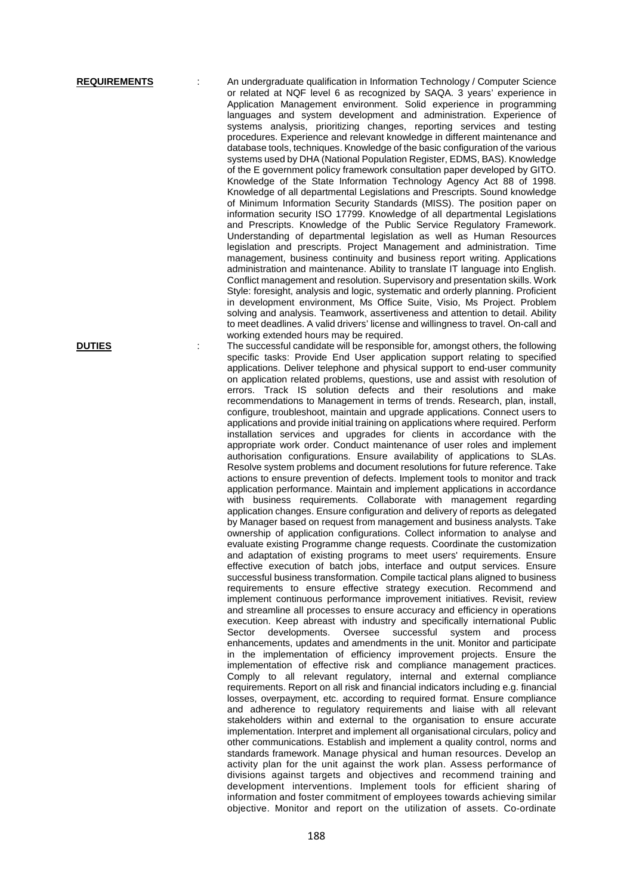**REQUIREMENTS** : An undergraduate qualification in Information Technology / Computer Science or related at NQF level 6 as recognized by SAQA. 3 years' experience in Application Management environment. Solid experience in programming languages and system development and administration. Experience of systems analysis, prioritizing changes, reporting services and testing procedures. Experience and relevant knowledge in different maintenance and database tools, techniques. Knowledge of the basic configuration of the various systems used by DHA (National Population Register, EDMS, BAS). Knowledge of the E government policy framework consultation paper developed by GITO. Knowledge of the State Information Technology Agency Act 88 of 1998. Knowledge of all departmental Legislations and Prescripts. Sound knowledge of Minimum Information Security Standards (MISS). The position paper on information security ISO 17799. Knowledge of all departmental Legislations and Prescripts. Knowledge of the Public Service Regulatory Framework. Understanding of departmental legislation as well as Human Resources legislation and prescripts. Project Management and administration. Time management, business continuity and business report writing. Applications administration and maintenance. Ability to translate IT language into English. Conflict management and resolution. Supervisory and presentation skills. Work Style: foresight, analysis and logic, systematic and orderly planning. Proficient in development environment, Ms Office Suite, Visio, Ms Project. Problem solving and analysis. Teamwork, assertiveness and attention to detail. Ability to meet deadlines. A valid drivers' license and willingness to travel. On-call and working extended hours may be required.

**DUTIES** : The successful candidate will be responsible for, amongst others, the following specific tasks: Provide End User application support relating to specified applications. Deliver telephone and physical support to end-user community on application related problems, questions, use and assist with resolution of errors. Track IS solution defects and their resolutions and make recommendations to Management in terms of trends. Research, plan, install, configure, troubleshoot, maintain and upgrade applications. Connect users to applications and provide initial training on applications where required. Perform installation services and upgrades for clients in accordance with the appropriate work order. Conduct maintenance of user roles and implement authorisation configurations. Ensure availability of applications to SLAs. Resolve system problems and document resolutions for future reference. Take actions to ensure prevention of defects. Implement tools to monitor and track application performance. Maintain and implement applications in accordance with business requirements. Collaborate with management regarding application changes. Ensure configuration and delivery of reports as delegated by Manager based on request from management and business analysts. Take ownership of application configurations. Collect information to analyse and evaluate existing Programme change requests. Coordinate the customization and adaptation of existing programs to meet users' requirements. Ensure effective execution of batch jobs, interface and output services. Ensure successful business transformation. Compile tactical plans aligned to business requirements to ensure effective strategy execution. Recommend and implement continuous performance improvement initiatives. Revisit, review and streamline all processes to ensure accuracy and efficiency in operations execution. Keep abreast with industry and specifically international Public Sector developments. Oversee successful system and process enhancements, updates and amendments in the unit. Monitor and participate in the implementation of efficiency improvement projects. Ensure the implementation of effective risk and compliance management practices. Comply to all relevant regulatory, internal and external compliance requirements. Report on all risk and financial indicators including e.g. financial losses, overpayment, etc. according to required format. Ensure compliance and adherence to regulatory requirements and liaise with all relevant stakeholders within and external to the organisation to ensure accurate implementation. Interpret and implement all organisational circulars, policy and other communications. Establish and implement a quality control, norms and standards framework. Manage physical and human resources. Develop an activity plan for the unit against the work plan. Assess performance of divisions against targets and objectives and recommend training and development interventions. Implement tools for efficient sharing of information and foster commitment of employees towards achieving similar objective. Monitor and report on the utilization of assets. Co-ordinate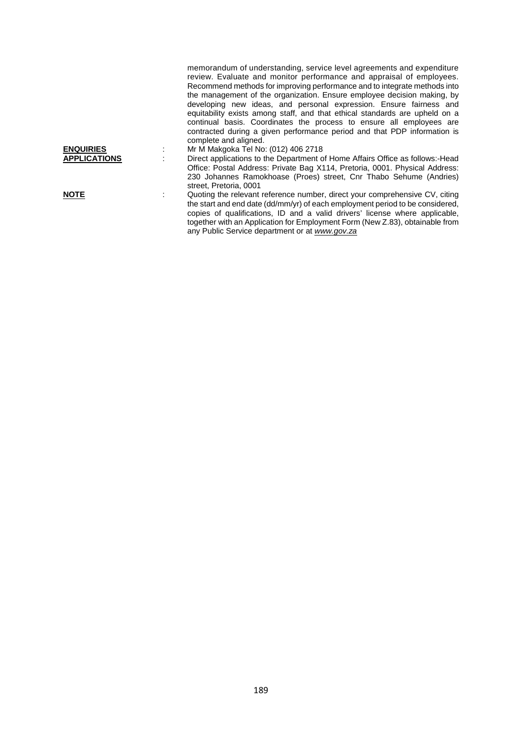memorandum of understanding, service level agreements and expenditure review. Evaluate and monitor performance and appraisal of employees. Recommend methods for improving performance and to integrate methods into the management of the organization. Ensure employee decision making, by developing new ideas, and personal expression. Ensure fairness and equitability exists among staff, and that ethical standards are upheld on a continual basis. Coordinates the process to ensure all employees are contracted during a given performance period and that PDP information is complete and aligned.

**ENQUIRIES** : Mr M Makgoka Tel No: (012) 406 2718

**APPLICATIONS** : Direct applications to the Department of Home Affairs Office as follows:-Head Office: Postal Address: Private Bag X114, Pretoria, 0001. Physical Address: 230 Johannes Ramokhoase (Proes) street, Cnr Thabo Sehume (Andries) street, Pretoria, 0001

**NOTE** : Quoting the relevant reference number, direct your comprehensive CV, citing the start and end date (dd/mm/yr) of each employment period to be considered, copies of qualifications, ID and a valid drivers' license where applicable, together with an Application for Employment Form (New Z.83), obtainable from any Public Service department or at *www.gov.za*